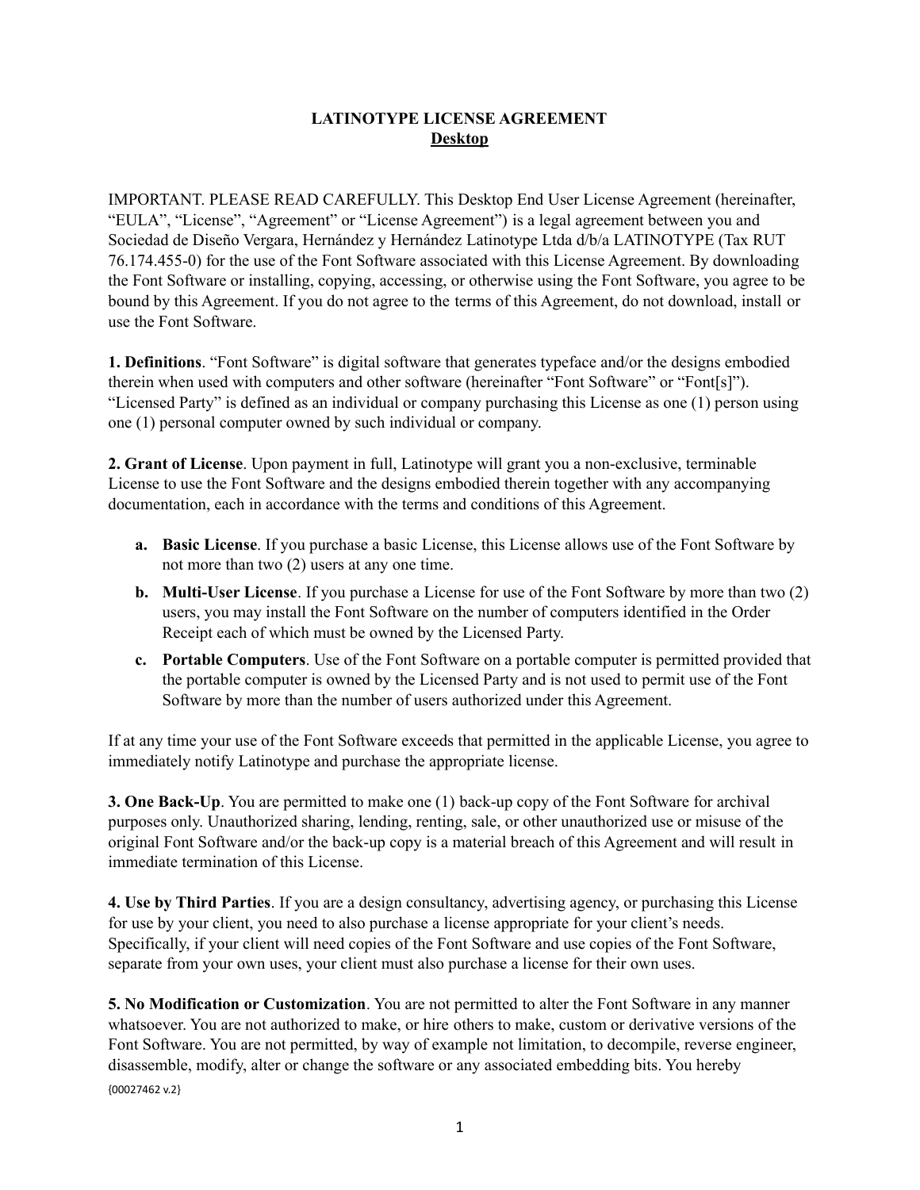# LATINOTYPE LICENSE AGREEMENT

## Desktop

IMPORTANT. PLEASE READ CAREFULLY. This Desktop End User License Agreement (hereinafter, "EULA", "License", "Agreement" or "License Agreement") is a legal agreement between you and Sociedad de Diseño Vergara, Hernández y Hernández Latinotype Ltda d/b/a LATINOTYPE (Tax RUT 76.174.455-0) for the use of the Font Software associated with this License Agreement. By downloading the Font Software or installing, copying, accessing, or otherwise using the Font Software, you agree to be bound by this Agreement. If you do not agree to the terms of this Agreement, do not download, install or use the Font Software.

**1. Definitions**. "Font Software" is digital software that generates typeface and/or the designs embodied therein when used with computers and other software (hereinafter "Font Software" or "Font[s]"). "Licensed Party" is defined as an individual or company purchasing this License as one (1) person using one (1) personal computer owned by such individual or company.

**2. Grant of License**. Upon payment in full, Latinotype will grant you a non-exclusive, terminable License to use the Font Software and the designs embodied therein together with any accompanying documentation, each in accordance with the terms and conditions of this Agreement.

- **a. Basic License**. If you purchase a basic License, this License allows use of the Font Software by not more than two (2) users at any one time.
- **b. Multi-User License**. If you purchase a License for use of the Font Software by more than two (2) users, you may install the Font Software on the number of computers identified in the Order Receipt each of which must be owned by the Licensed Party.
- **c. Portable Computers**. Use of the Font Software on a portable computer is permitted provided that the portable computer is owned by the Licensed Party and is not used to permit use of the Font Software by more than the number of users authorized under this Agreement.

If at any time your use of the Font Software exceeds that permitted in the applicable License, you agree to immediately notify Latinotype and purchase the appropriate license.

**3. One Back-Up**. You are permitted to make one (1) back-up copy of the Font Software for archival purposes only. Unauthorized sharing, lending, renting, sale, or other unauthorized use or misuse of the original Font Software and/or the back-up copy is a material breach of this Agreement and will result in immediate termination of this License.

**4. Use by Third Parties**. If you are a design consultancy, advertising agency, or purchasing this License for use by your client, you need to also purchase a license appropriate for your client's needs. Specifically, if your client will need copies of the Font Software and use copies of the Font Software, separate from your own uses, your client must also purchase a license for their own uses.

**5. No Modification or Customization**. You are not permitted to alter the Font Software in any manner whatsoever. You are not authorized to make, or hire others to make, custom or derivative versions of the Font Software. You are not permitted, by way of example not limitation, to decompile, reverse engineer, disassemble, modify, alter or change the software or any associated embedding bits. You hereby

{00027462 v.2}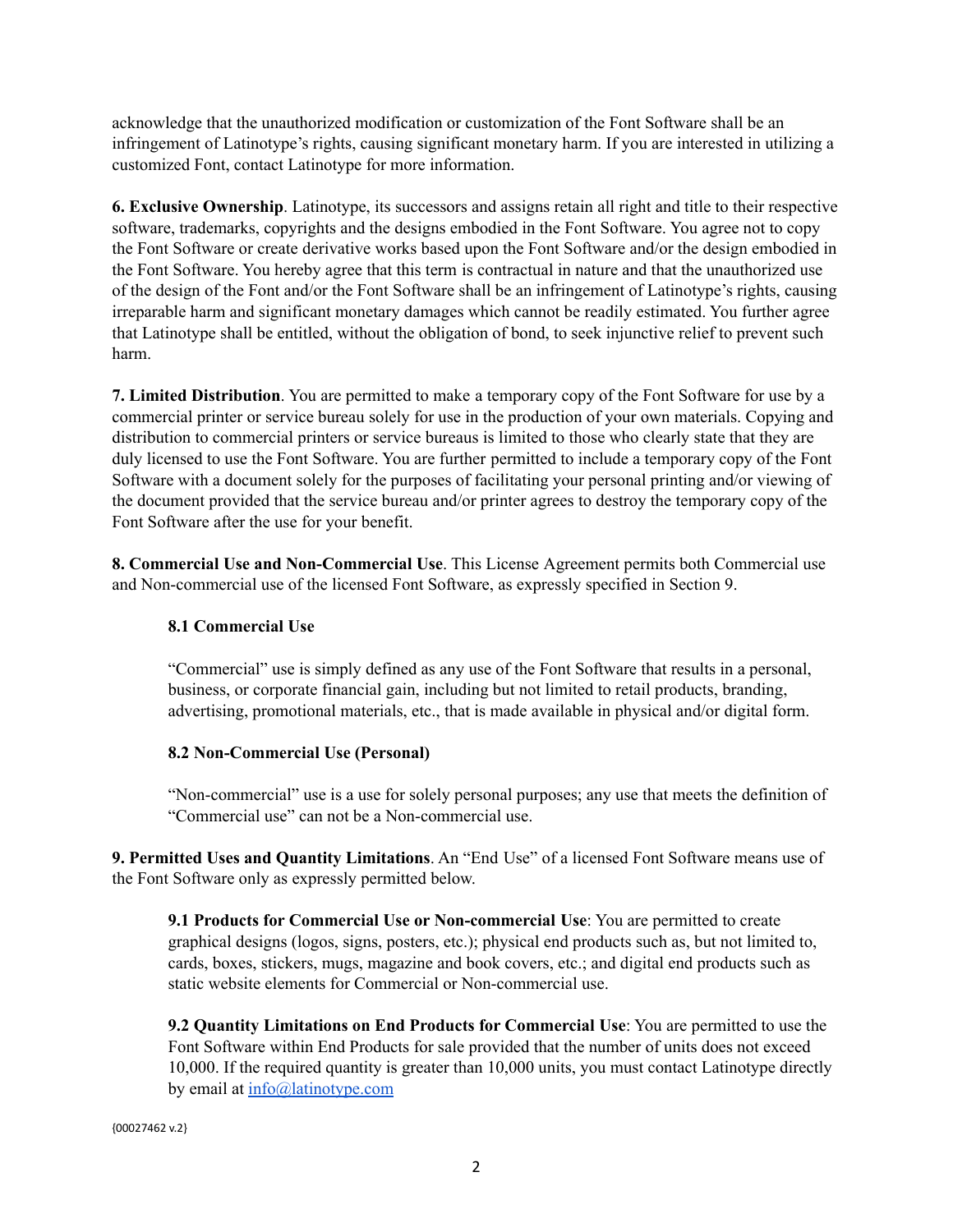acknowledge that the unauthorized modification or customization of the Font Software shall be an infringement of Latinotype's rights, causing significant monetary harm. If you are interested in utilizing a customized Font, contact Latinotype for more information.

**6. Exclusive Ownership**. Latinotype, its successors and assigns retain all right and title to their respective software, trademarks, copyrights and the designs embodied in the Font Software. You agree not to copy the Font Software or create derivative works based upon the Font Software and/or the design embodied in the Font Software. You hereby agree that this term is contractual in nature and that the unauthorized use of the design of the Font and/or the Font Software shall be an infringement of Latinotype's rights, causing irreparable harm and significant monetary damages which cannot be readily estimated. You further agree that Latinotype shall be entitled, without the obligation of bond, to seek injunctive relief to prevent such harm.

**7. Limited Distribution**. You are permitted to make a temporary copy of the Font Software for use by a commercial printer or service bureau solely for use in the production of your own materials. Copying and distribution to commercial printers or service bureaus is limited to those who clearly state that they are duly licensed to use the Font Software. You are further permitted to include a temporary copy of the Font Software with a document solely for the purposes of facilitating your personal printing and/or viewing of the document provided that the service bureau and/or printer agrees to destroy the temporary copy of the Font Software after the use for your benefit.

**8. Commercial Use and Non-Commercial Use**. This License Agreement permits both Commercial use and Non-commercial use of the licensed Font Software, as expressly specified in Section 9.

**8.1 Commercial Use**

"Commercial" use is simply defined as any use of the Font Software that results in a personal, business, or corporate financial gain, including but not limited to retail products, branding, advertising, promotional materials, etc., that is made available in physical and/or digital form.

**8.2 Non-Commercial Use (Personal)**

"Non-commercial" use is a use for solely personal purposes; any use that meets the definition of "Commercial use" can not be a Non-commercial use.

**9. Permitted Uses and Quantity Limitations**. An "End Use" of a licensed Font Software means use of the Font Software only as expressly permitted below.

**9.1 Products for Commercial Use or Non-commercial Use**: You are permitted to create graphical designs (logos, signs, posters, etc.); physical end products such as, but not limited to, cards, boxes, stickers, mugs, magazine and book covers, etc.; and digital end products such as static website elements for Commercial or Non-commercial use.

**9.2 Quantity Limitations on End Products for Commercial Use**: You are permitted to use the Font Software within End Products for sale provided that the number of units does not exceed 10,000. If the required quantity is greater than 10,000 units, you must contact Latinotype directly by email at info@latinotype.com

{00027462 v.2}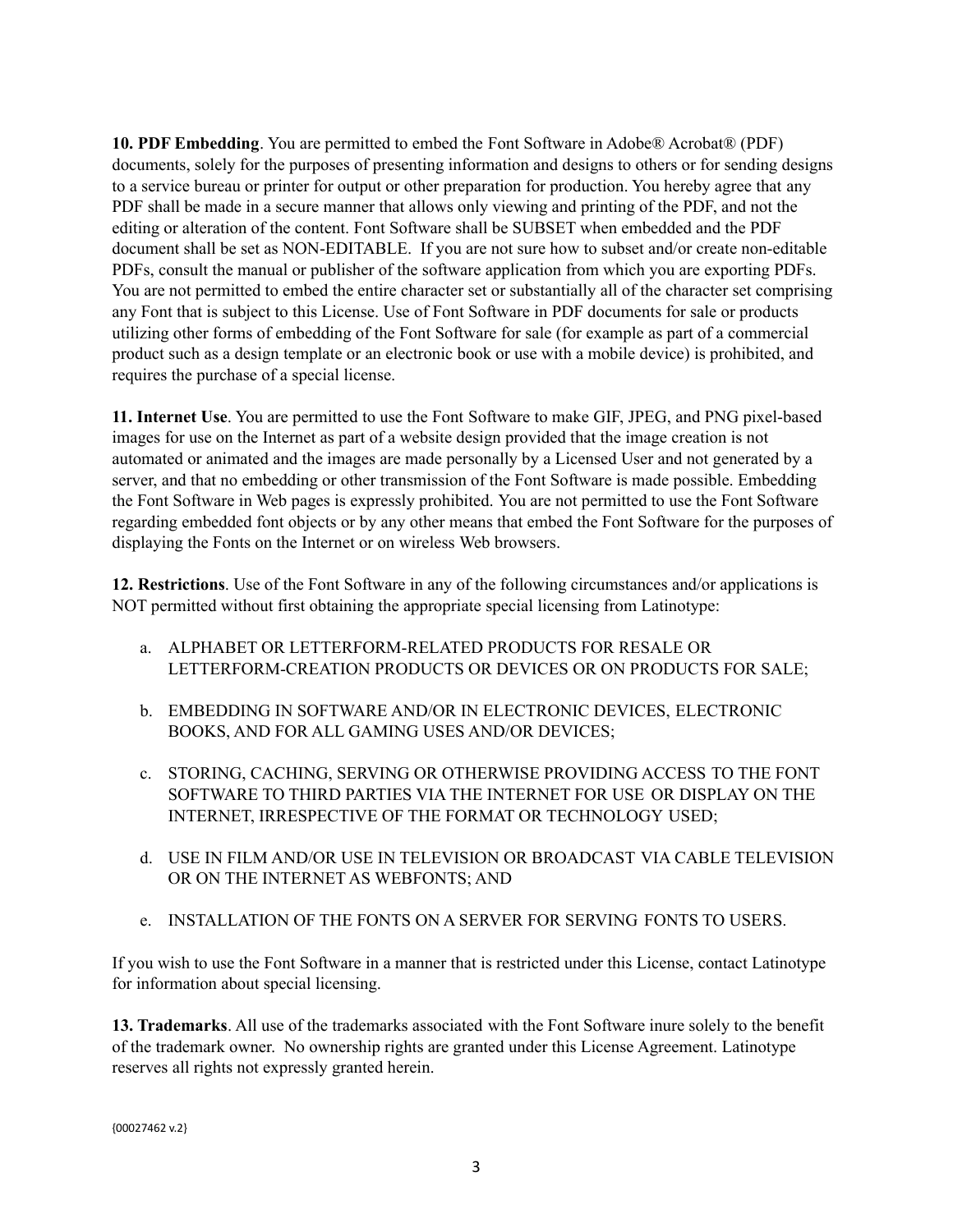**10. PDF Embedding**. You are permitted to embed the Font Software in Adobe® Acrobat® (PDF) documents, solely for the purposes of presenting information and designs to others or for sending designs to a service bureau or printer for output or other preparation for production. You hereby agree that any PDF shall be made in a secure manner that allows only viewing and printing of the PDF, and not the editing or alteration of the content. Font Software shall be SUBSET when embedded and the PDF document shall be set as NON-EDITABLE. If you are not sure how to subset and/or create non-editable PDFs, consult the manual or publisher of the software application from which you are exporting PDFs. You are not permitted to embed the entire character set or substantially all of the character set comprising any Font that is subject to this License. Use of Font Software in PDF documents for sale or products utilizing other forms of embedding of the Font Software for sale (for example as part of a commercial product such as a design template or an electronic book or use with a mobile device) is prohibited, and requires the purchase of a special license.

**11. Internet Use**. You are permitted to use the Font Software to make GIF, JPEG, and PNG pixel-based images for use on the Internet as part of a website design provided that the image creation is not automated or animated and the images are made personally by a Licensed User and not generated by a server, and that no embedding or other transmission of the Font Software is made possible. Embedding the Font Software in Web pages is expressly prohibited. You are not permitted to use the Font Software regarding embedded font objects or by any other means that embed the Font Software for the purposes of displaying the Fonts on the Internet or on wireless Web browsers.

**12. Restrictions**. Use of the Font Software in any of the following circumstances and/or applications is NOT permitted without first obtaining the appropriate special licensing from Latinotype:

a. ALPHABET OR LETTERFORM-RELATED PRODUCTS FOR RESALE OR LETTERFORM-CREATION PRODUCTS OR DEVICES OR ON PRODUCTS FOR SALE;

b. EMBEDDING IN SOFTWARE AND/OR IN ELECTRONIC DEVICES, ELECTRONIC BOOKS, AND FOR ALL GAMING USES AND/OR DEVICES;

c. STORING, CACHING, SERVING OR OTHERWISE PROVIDING ACCESS TO THE FONT SOFTWARE TO THIRD PARTIES VIA THE INTERNET FOR USE OR DISPLAY ON THE INTERNET, IRRESPECTIVE OF THE FORMAT OR TECHNOLOGY USED;

d. USE IN FILM AND/OR USE IN TELEVISION OR BROADCAST VIA CABLE TELEVISION OR ON THE INTERNET AS WEBFONTS; AND

e. INSTALLATION OF THE FONTS ON A SERVER FOR SERVING FONTS TO USERS.

If you wish to use the Font Software in a manner that is restricted under this License, contact Latinotype for information about special licensing.

**13. Trademarks**. All use of the trademarks associated with the Font Software inure solely to the benefit of the trademark owner. No ownership rights are granted under this License Agreement. Latinotype reserves all rights not expressly granted herein.

{00027462 v.2}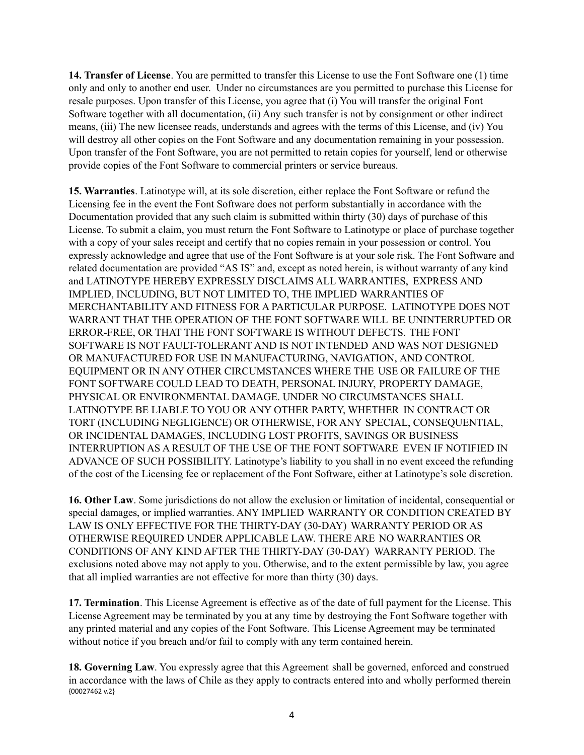**14. Transfer of License**. You are permitted to transfer this License to use the Font Software one (1) time only and only to another end user. Under no circumstances are you permitted to purchase this License for resale purposes. Upon transfer of this License, you agree that (i) You will transfer the original Font Software together with all documentation, (ii) Any such transfer is not by consignment or other indirect means, (iii) The new licensee reads, understands and agrees with the terms of this License, and (iv) You will destroy all other copies on the Font Software and any documentation remaining in your possession. Upon transfer of the Font Software, you are not permitted to retain copies for yourself, lend or otherwise provide copies of the Font Software to commercial printers or service bureaus.

**15. Warranties**. Latinotype will, at its sole discretion, either replace the Font Software or refund the Licensing fee in the event the Font Software does not perform substantially in accordance with the Documentation provided that any such claim is submitted within thirty (30) days of purchase of this License. To submit a claim, you must return the Font Software to Latinotype or place of purchase together with a copy of your sales receipt and certify that no copies remain in your possession or control. You expressly acknowledge and agree that use of the Font Software is at your sole risk. The Font Software and related documentation are provided "AS IS" and, except as noted herein, is without warranty of any kind and LATINOTYPE HEREBY EXPRESSLY DISCLAIMS ALL WARRANTIES, EXPRESS AND IMPLIED, INCLUDING, BUT NOT LIMITED TO, THE IMPLIED WARRANTIES OF MERCHANTABILITY AND FITNESS FOR A PARTICULAR PURPOSE. LATINOTYPE DOES NOT WARRANT THAT THE OPERATION OF THE FONT SOFTWARE WILL BE UNINTERRUPTED OR ERROR-FREE, OR THAT THE FONT SOFTWARE IS WITHOUT DEFECTS. THE FONT SOFTWARE IS NOT FAULT-TOLERANT AND IS NOT INTENDED AND WAS NOT DESIGNED OR MANUFACTURED FOR USE IN MANUFACTURING, NAVIGATION, AND CONTROL EQUIPMENT OR IN ANY OTHER CIRCUMSTANCES WHERE THE USE OR FAILURE OF THE FONT SOFTWARE COULD LEAD TO DEATH, PERSONAL INJURY, PROPERTY DAMAGE, PHYSICAL OR ENVIRONMENTAL DAMAGE. UNDER NO CIRCUMSTANCES SHALL LATINOTYPE BE LIABLE TO YOU OR ANY OTHER PARTY, WHETHER IN CONTRACT OR TORT (INCLUDING NEGLIGENCE) OR OTHERWISE, FOR ANY SPECIAL, CONSEQUENTIAL, OR INCIDENTAL DAMAGES, INCLUDING LOST PROFITS, SAVINGS OR BUSINESS INTERRUPTION AS A RESULT OF THE USE OF THE FONT SOFTWARE EVEN IF NOTIFIED IN ADVANCE OF SUCH POSSIBILITY. Latinotype's liability to you shall in no event exceed the refunding of the cost of the Licensing fee or replacement of the Font Software, either at Latinotype's sole discretion.

**16. Other Law**. Some jurisdictions do not allow the exclusion or limitation of incidental, consequential or special damages, or implied warranties. ANY IMPLIED WARRANTY OR CONDITION CREATED BY LAW IS ONLY EFFECTIVE FOR THE THIRTY-DAY (30-DAY) WARRANTY PERIOD OR AS OTHERWISE REQUIRED UNDER APPLICABLE LAW. THERE ARE NO WARRANTIES OR CONDITIONS OF ANY KIND AFTER THE THIRTY-DAY (30-DAY) WARRANTY PERIOD. The exclusions noted above may not apply to you. Otherwise, and to the extent permissible by law, you agree that all implied warranties are not effective for more than thirty (30) days.

**17. Termination**. This License Agreement is effective as of the date of full payment for the License. This License Agreement may be terminated by you at any time by destroying the Font Software together with any printed material and any copies of the Font Software. This License Agreement may be terminated without notice if you breach and/or fail to comply with any term contained herein.

**18. Governing Law**. You expressly agree that this Agreement shall be governed, enforced and construed in accordance with the laws of Chile as they apply to contracts entered into and wholly performed therein

{00027462 v.2}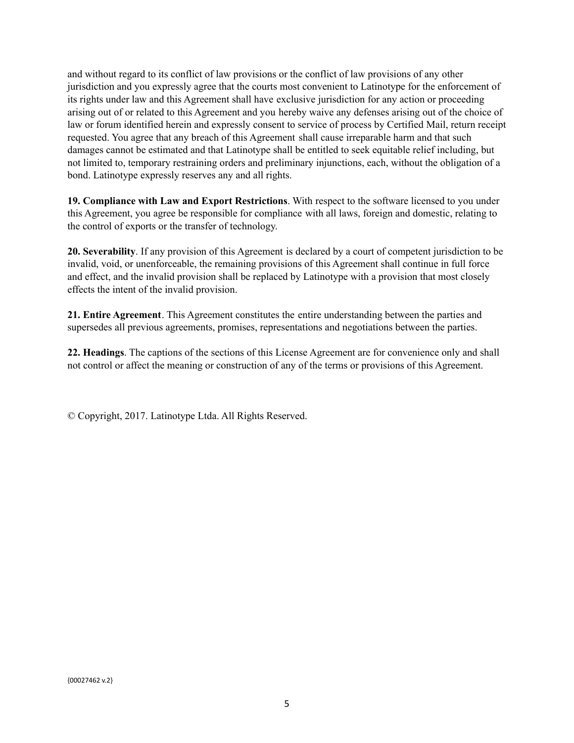and without regard to its conflict of law provisions or the conflict of law provisions of any other jurisdiction and you expressly agree that the courts most convenient to Latinotype for the enforcement of its rights under law and this Agreement shall have exclusive jurisdiction for any action or proceeding arising out of or related to this Agreement and you hereby waive any defenses arising out of the choice of law or forum identified herein and expressly consent to service of process by Certified Mail, return receipt requested. You agree that any breach of this Agreement shall cause irreparable harm and that such damages cannot be estimated and that Latinotype shall be entitled to seek equitable relief including, but not limited to, temporary restraining orders and preliminary injunctions, each, without the obligation of a bond. Latinotype expressly reserves any and all rights.

**19. Compliance with Law and Export Restrictions**. With respect to the software licensed to you under this Agreement, you agree be responsible for compliance with all laws, foreign and domestic, relating to the control of exports or the transfer of technology.

**20. Severability**. If any provision of this Agreement is declared by a court of competent jurisdiction to be invalid, void, or unenforceable, the remaining provisions of this Agreement shall continue in full force and effect, and the invalid provision shall be replaced by Latinotype with a provision that most closely effects the intent of the invalid provision.

**21. Entire Agreement**. This Agreement constitutes the entire understanding between the parties and supersedes all previous agreements, promises, representations and negotiations between the parties.

**22. Headings**. The captions of the sections of this License Agreement are for convenience only and shall not control or affect the meaning or construction of any of the terms or provisions of this Agreement.

© Copyright, 2017. Latinotype Ltda. All Rights Reserved.

{00027462 v.2}